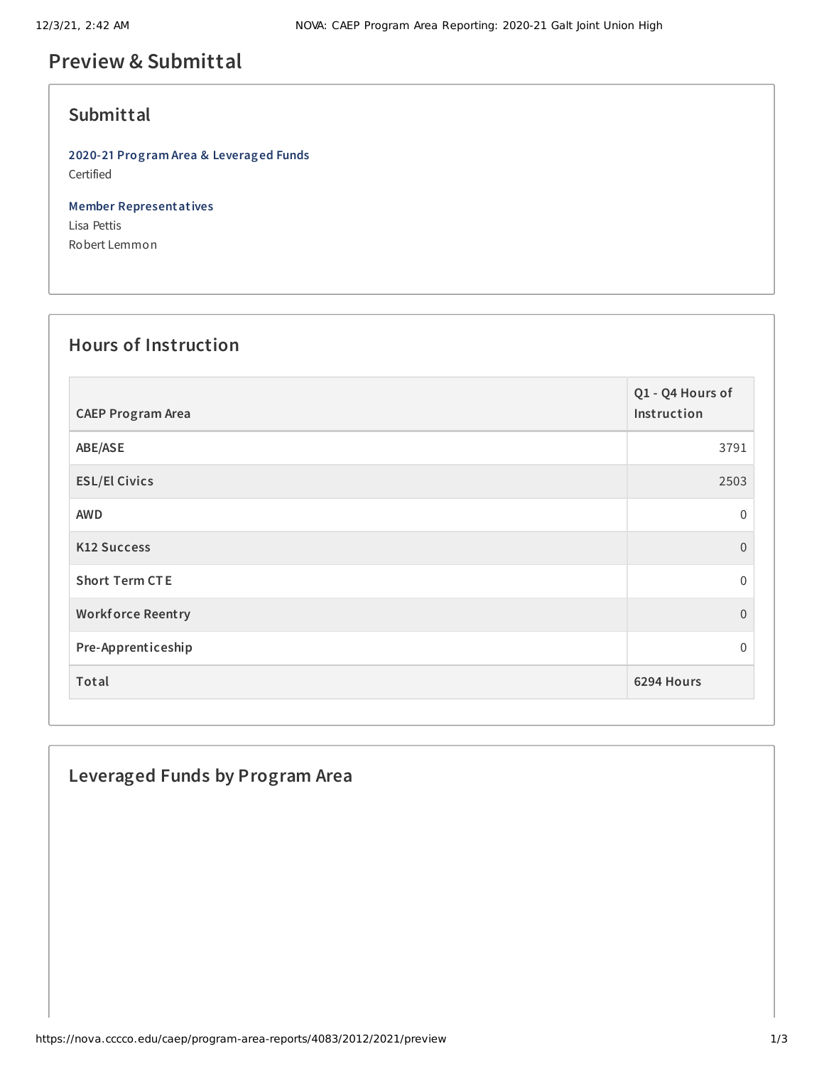# Preview & Submittal

## Submittal

**2020-21 Program Area & Leveraged Funds**
Certified

**Member Representatives**
Lisa Pettis
Robert Lemmon

## Hours of Instruction

| CAEP Program Area | Q1 - Q4 Hours of Instruction |
|---|---|
| ABE/ASE | 3791 |
| ESL/El Civics | 2503 |
| AWD | 0 |
| K12 Success | 0 |
| Short Term CTE | 0 |
| Workforce Reentry | 0 |
| Pre-Apprenticeship | 0 |
| **Total** | **6294 Hours** |

## Leveraged Funds by Program Area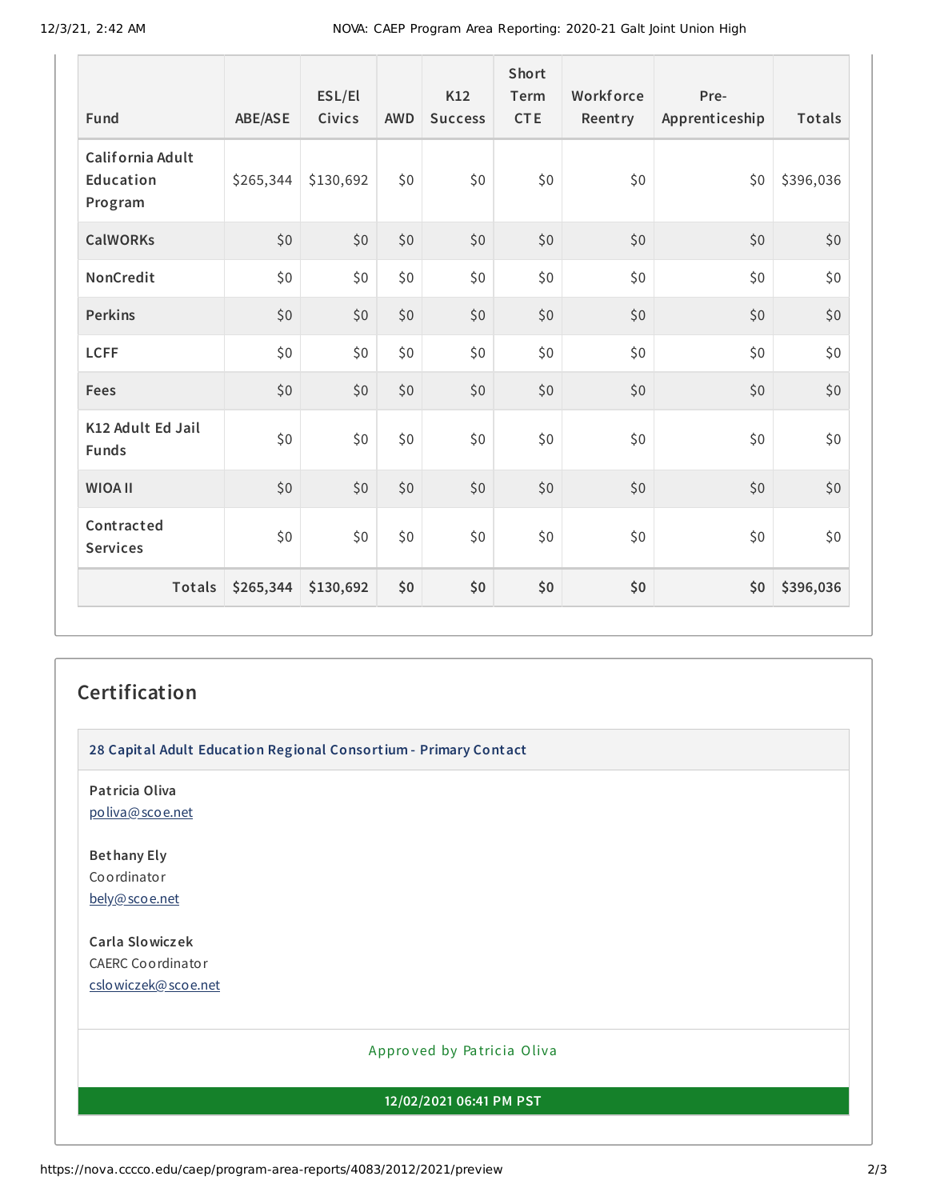| Fund | ABE/ASE | ESL/El Civics | AWD | K12 Success | Short Term CTE | Workforce Reentry | Pre-Apprenticeship | Totals |
|---|---|---|---|---|---|---|---|---|
| California Adult Education Program | $265,344 | $130,692 | $0 | $0 | $0 | $0 | $0 | $396,036 |
| CalWORKs | $0 | $0 | $0 | $0 | $0 | $0 | $0 | $0 |
| NonCredit | $0 | $0 | $0 | $0 | $0 | $0 | $0 | $0 |
| Perkins | $0 | $0 | $0 | $0 | $0 | $0 | $0 | $0 |
| LCFF | $0 | $0 | $0 | $0 | $0 | $0 | $0 | $0 |
| Fees | $0 | $0 | $0 | $0 | $0 | $0 | $0 | $0 |
| K12 Adult Ed Jail Funds | $0 | $0 | $0 | $0 | $0 | $0 | $0 | $0 |
| WIOA II | $0 | $0 | $0 | $0 | $0 | $0 | $0 | $0 |
| Contracted Services | $0 | $0 | $0 | $0 | $0 | $0 | $0 | $0 |
| **Totals** | **$265,344** | **$130,692** | **$0** | **$0** | **$0** | **$0** | **$0** | **$396,036** |

## Certification

### 28 Capital Adult Education Regional Consortium - Primary Contact

**Patricia Oliva**
poliva@scoe.net

**Bethany Ely**
Coordinator
bely@scoe.net

**Carla Slowiczek**
CAERC Coordinator
cslowiczek@scoe.net

Approved by Patricia Oliva

**12/02/2021 06:41 PM PST**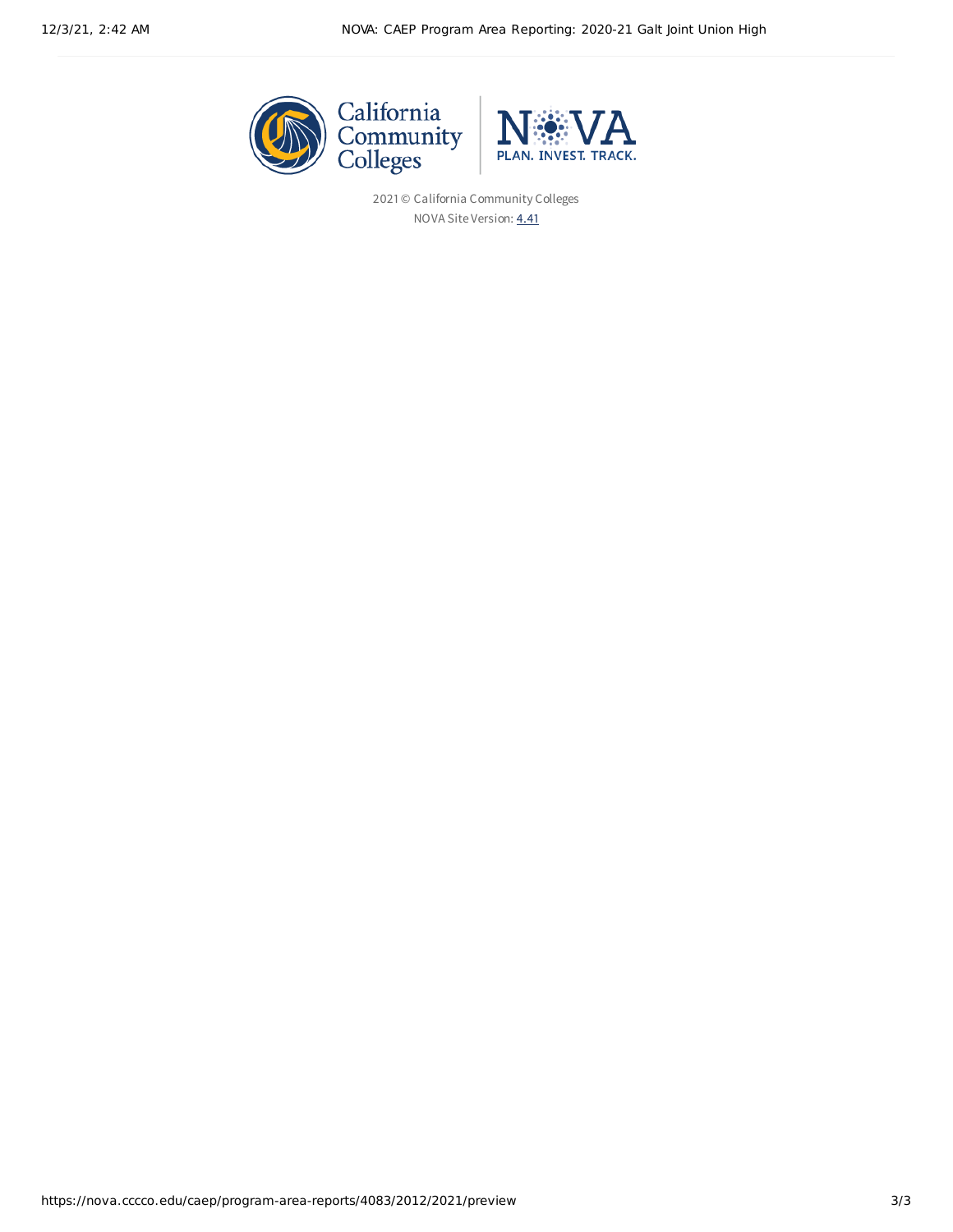California Community Colleges | NOVA PLAN. INVEST. TRACK.

2021 © California Community Colleges

NOVA Site Version: 4.41